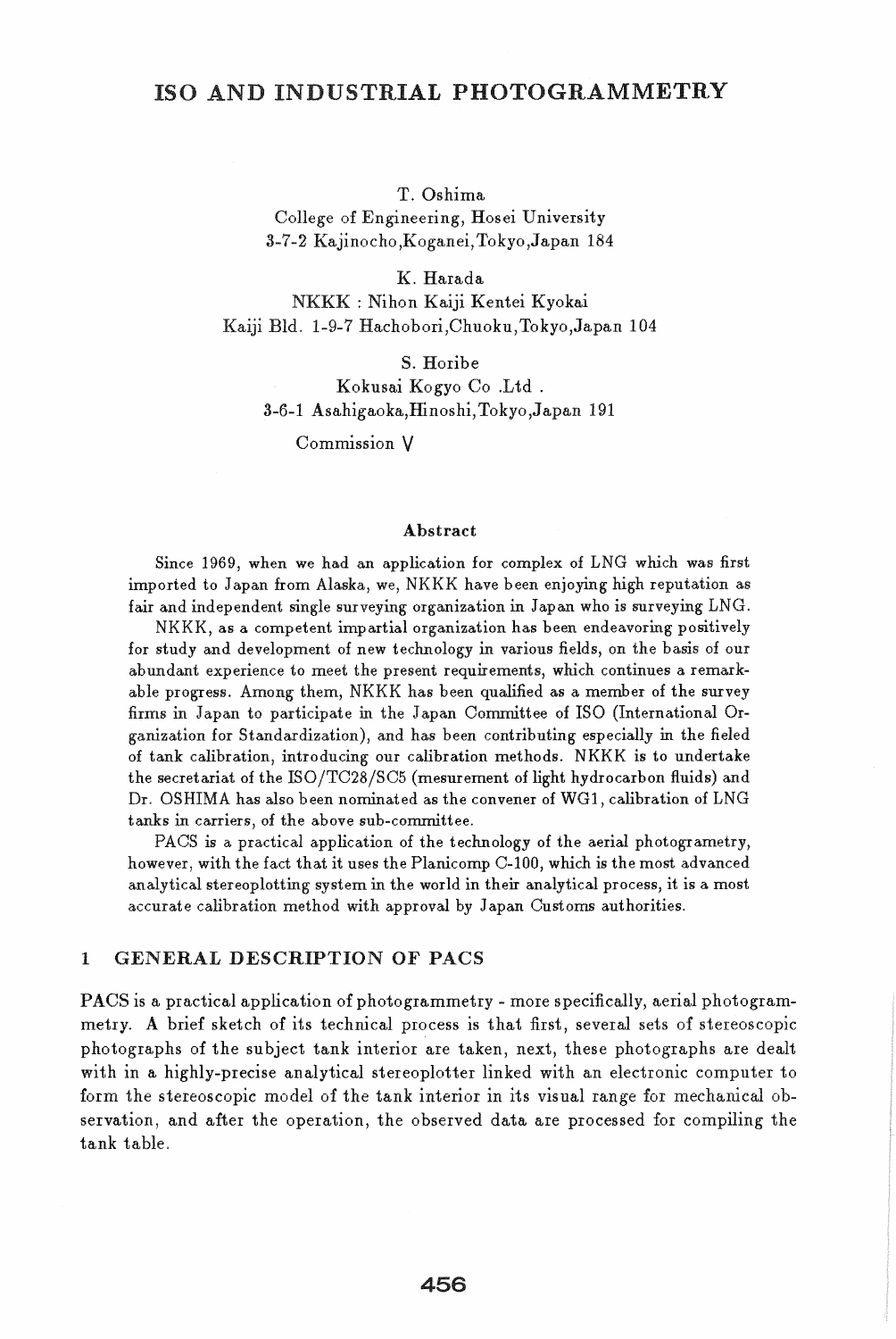# ISO AND INDUSTRIAL PHOTOGRAMMETRY

T. Oshima
College of Engineering, Hosei University
3-7-2 Kajinocho,Koganei,Tokyo,Japan 184

K. Harada
NKKK : Nihon Kaiji Kentei Kyokai
Kaiji Bld. 1-9-7 Hachobori,Chuoku,Tokyo,Japan 104

S. Horibe
Kokusai Kogyo Co .Ltd .
3-6-1 Asahigaoka,Hinoshi,Tokyo,Japan 191

Commission V

### Abstract

Since 1969, when we had an application for complex of LNG which was first imported to Japan from Alaska, we, NKKK have been enjoying high reputation as fair and independent single surveying organization in Japan who is surveying LNG.

NKKK, as a competent impartial organization has been endeavoring positively for study and development of new technology in various fields, on the basis of our abundant experience to meet the present requirements, which continues a remarkable progress. Among them, NKKK has been qualified as a member of the survey firms in Japan to participate in the Japan Committee of ISO (International Organization for Standardization), and has been contributing especially in the fieled of tank calibration, introducing our calibration methods. NKKK is to undertake the secretariat of the ISO/TC28/SC5 (mesurement of light hydrocarbon fluids) and Dr. OSHIMA has also been nominated as the convener of WG1, calibration of LNG tanks in carriers, of the above sub-committee.

PACS is a practical application of the technology of the aerial photogrammetry, however, with the fact that it uses the Planicomp C-100, which is the most advanced analytical stereoplotting system in the world in their analytical process, it is a most accurate calibration method with approval by Japan Customs authorities.

## 1 GENERAL DESCRIPTION OF PACS

PACS is a practical application of photogrammetry - more specifically, aerial photogrammetry. A brief sketch of its technical process is that first, several sets of stereoscopic photographs of the subject tank interior are taken, next, these photographs are dealt with in a highly-precise analytical stereoplotter linked with an electronic computer to form the stereoscopic model of the tank interior in its visual range for mechanical observation, and after the operation, the observed data are processed for compiling the tank table.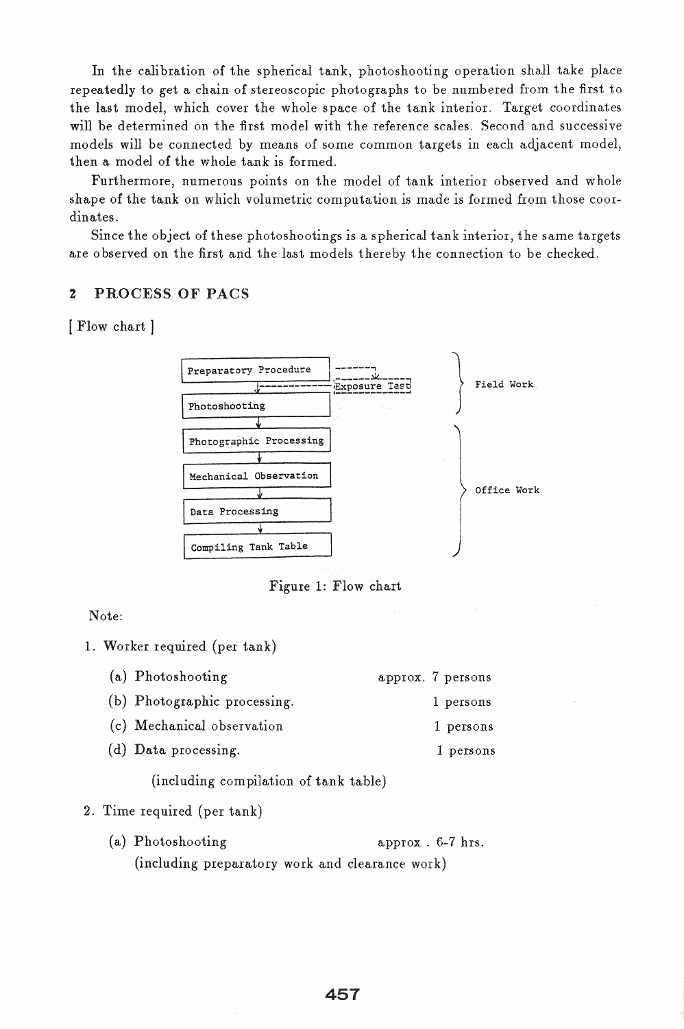In the calibration of the spherical tank, photoshooting operation shall take place repeatedly to get a chain of stereoscopic photographs to be numbered from the first to the last model, which cover the whole space of the tank interior. Target coordinates will be determined on the first model with the reference scales. Second and successive models will be connected by means of some common targets in each adjacent model, then a model of the whole tank is formed.

Furthermore, numerous points on the model of tank interior observed and whole shape of the tank on which volumetric computation is made is formed from those coordinates.

Since the object of these photoshootings is a spherical tank interior, the same targets are observed on the first and the last models thereby the connection to be checked.

## 2 PROCESS OF PACS

[ Flow chart ]

```
Preparatory Procedure  ---> Exposure Test  }
        |                                   } Field Work
Photoshooting                               }
        |
Photographic Processing                     }
        |                                   }
Mechanical Observation                      }
        |                                   } Office Work
Data Processing                             }
        |                                   }
Compiling Tank Table                        }
```

Figure 1: Flow chart

Note:

1. Worker required (per tank)

   (a) Photoshooting — approx. 7 persons

   (b) Photographic processing. — 1 persons

   (c) Mechanical observation — 1 persons

   (d) Data processing. — 1 persons

   (including compilation of tank table)

2. Time required (per tank)

   (a) Photoshooting — approx . 6-7 hrs.

   (including preparatory work and clearance work)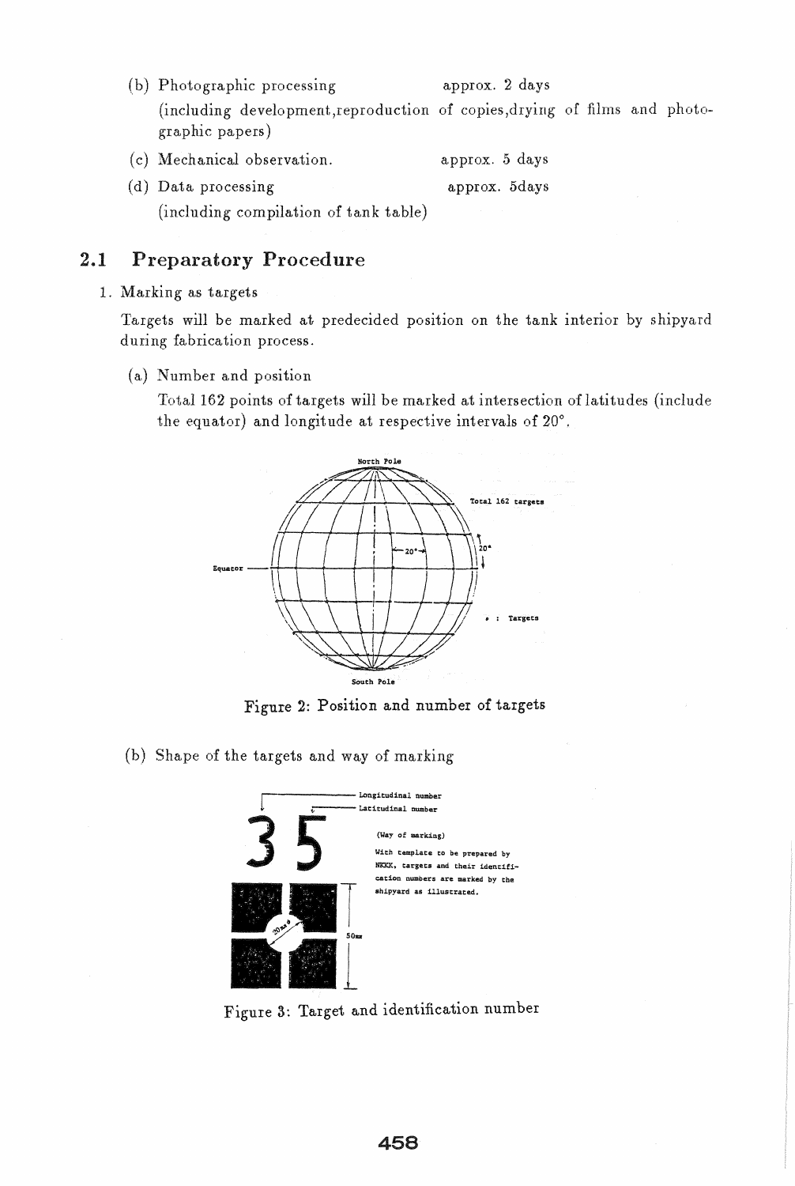(b) Photographic processing approx. 2 days

(including development,reproduction of copies,drying of films and photographic papers)

(c) Mechanical observation. approx. 5 days

(d) Data processing approx. 5days

(including compilation of tank table)

## 2.1 Preparatory Procedure

1. Marking as targets

Targets will be marked at predecided position on the tank interior by shipyard during fabrication process.

(a) Number and position

Total 162 points of targets will be marked at intersection of latitudes (include the equator) and longitude at respective intervals of 20°.

Figure 2: Position and number of targets

(b) Shape of the targets and way of marking

Figure 3: Target and identification number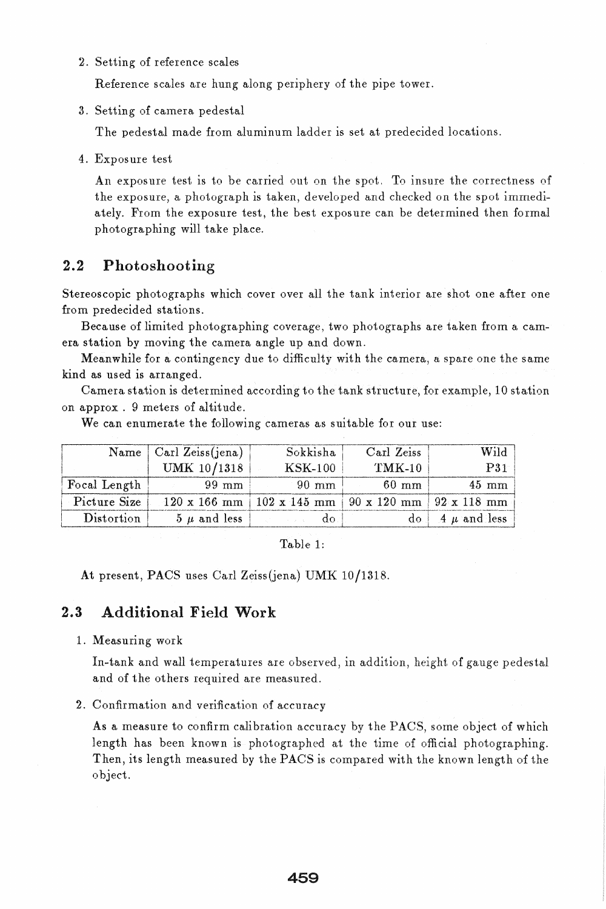2. Setting of reference scales

   Reference scales are hung along periphery of the pipe tower.

3. Setting of camera pedestal

   The pedestal made from aluminum ladder is set at predecided locations.

4. Exposure test

   An exposure test is to be carried out on the spot. To insure the correctness of the exposure, a photograph is taken, developed and checked on the spot immediately. From the exposure test, the best exposure can be determined then formal photographing will take place.

## 2.2 Photoshooting

Stereoscopic photographs which cover over all the tank interior are shot one after one from predecided stations.

Because of limited photographing coverage, two photographs are taken from a camera station by moving the camera angle up and down.

Meanwhile for a contingency due to difficulty with the camera, a spare one the same kind as used is arranged.

Camera station is determined according to the tank structure, for example, 10 station on approx . 9 meters of altitude.

We can enumerate the following cameras as suitable for our use:

| Name | Carl Zeiss(jena) UMK 10/1318 | Sokkisha KSK-100 | Carl Zeiss TMK-10 | Wild P31 |
|---|---|---|---|---|
| Focal Length | 99 mm | 90 mm | 60 mm | 45 mm |
| Picture Size | 120 x 166 mm | 102 x 145 mm | 90 x 120 mm | 92 x 118 mm |
| Distortion | 5 $\mu$ and less | do | do | 4 $\mu$ and less |

Table 1:

At present, PACS uses Carl Zeiss(jena) UMK 10/1318.

## 2.3 Additional Field Work

1. Measuring work

   In-tank and wall temperatures are observed, in addition, height of gauge pedestal and of the others required are measured.

2. Confirmation and verification of accuracy

   As a measure to confirm calibration accuracy by the PACS, some object of which length has been known is photographed at the time of official photographing. Then, its length measured by the PACS is compared with the known length of the object.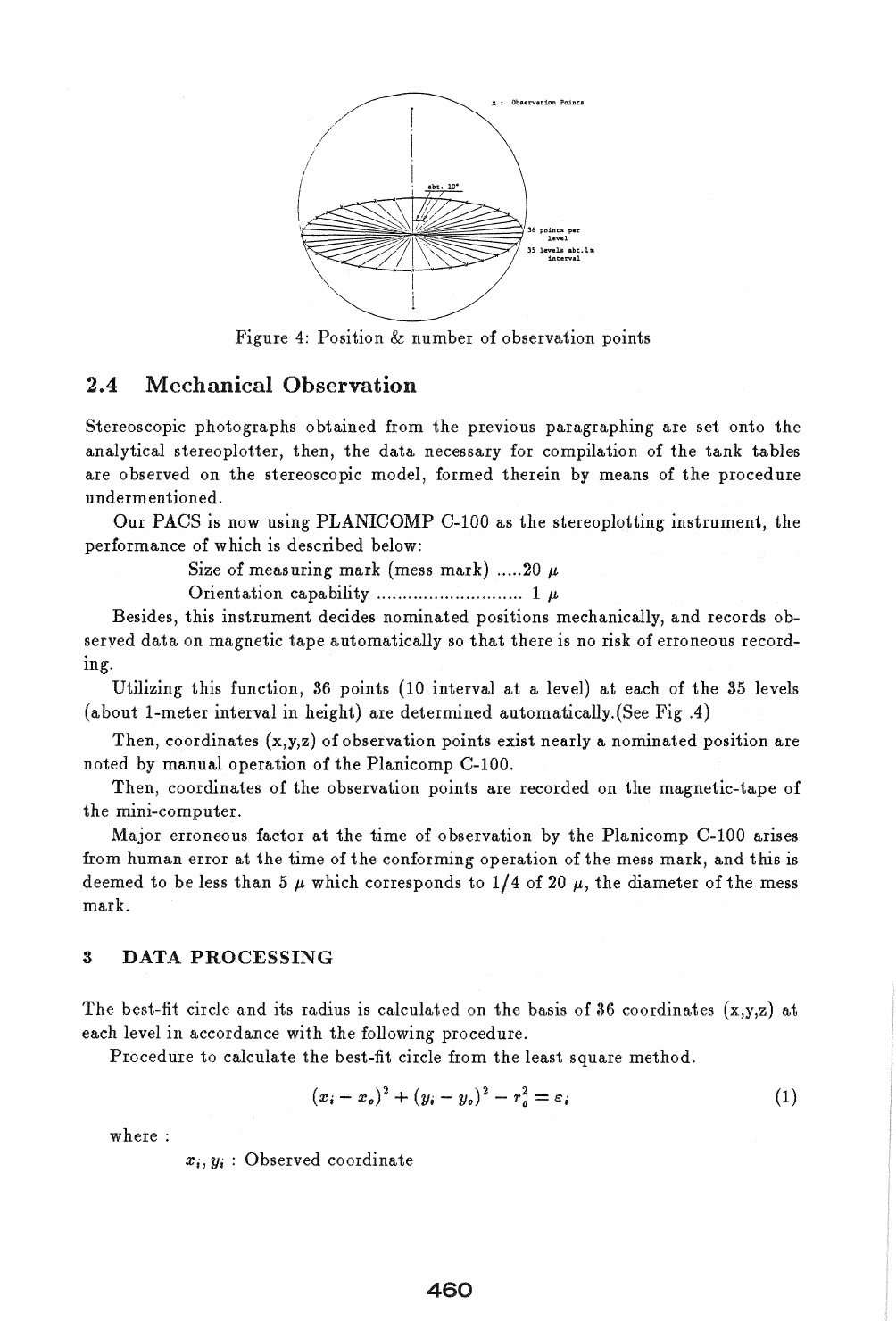Figure 4: Position & number of observation points

## 2.4 Mechanical Observation

Stereoscopic photographs obtained from the previous paragraphing are set onto the analytical stereoplotter, then, the data necessary for compilation of the tank tables are observed on the stereoscopic model, formed therein by means of the procedure undermentioned.

Our PACS is now using PLANICOMP C-100 as the stereoplotting instrument, the performance of which is described below:

Size of measuring mark (mess mark) .....20 $\mu$

Orientation capability ............................ 1 $\mu$

Besides, this instrument decides nominated positions mechanically, and records observed data on magnetic tape automatically so that there is no risk of erroneous recording.

Utilizing this function, 36 points (10 interval at a level) at each of the 35 levels (about 1-meter interval in height) are determined automatically.(See Fig .4)

Then, coordinates (x,y,z) of observation points exist nearly a nominated position are noted by manual operation of the Planicomp C-100.

Then, coordinates of the observation points are recorded on the magnetic-tape of the mini-computer.

Major erroneous factor at the time of observation by the Planicomp C-100 arises from human error at the time of the conforming operation of the mess mark, and this is deemed to be less than 5 $\mu$ which corresponds to 1/4 of 20 $\mu$, the diameter of the mess mark.

## 3 DATA PROCESSING

The best-fit circle and its radius is calculated on the basis of 36 coordinates (x,y,z) at each level in accordance with the following procedure.

Procedure to calculate the best-fit circle from the least square method.

$$(x_i - x_o)^2 + (y_i - y_o)^2 - r_o^2 = \varepsilon_i \tag{1}$$

where :

$x_i, y_i$ : Observed coordinate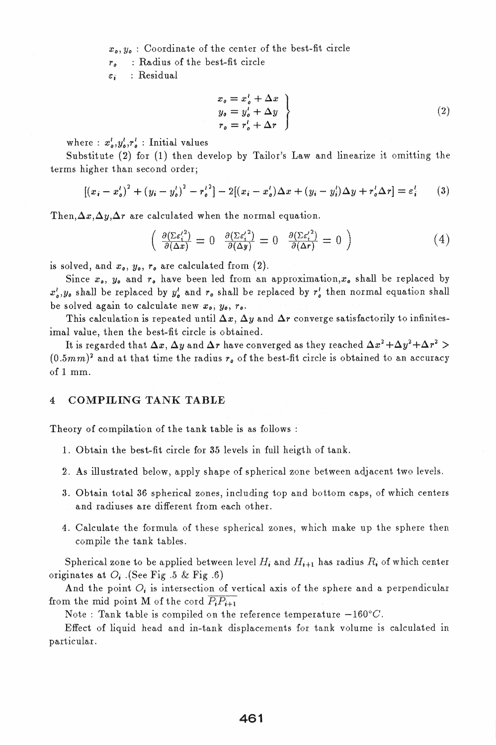$x_o, y_o$ : Coordinate of the center of the best-fit circle

$r_o$ : Radius of the best-fit circle

$\varepsilon_i$ : Residual

$$\left.\begin{array}{l} x_o = x_o' + \Delta x \\ y_o = y_o' + \Delta y \\ r_o = r_o' + \Delta r \end{array}\right\} \quad (2)$$

where : $x_o', y_o', r_o'$ : Initial values

Substitute (2) for (1) then develop by Tailor's Law and linearize it omitting the terms higher than second order;

$$[(x_i - x_o')^2 + (y_i - y_o')^2 - r_o'^2] - 2[(x_i - x_o')\Delta x + (y_i - y_i')\Delta y + r_o'\Delta r] = \varepsilon_i' \quad (3)$$

Then, $\Delta x, \Delta y, \Delta r$ are calculated when the normal equation.

$$\left( \frac{\partial(\Sigma\varepsilon_i'^2)}{\partial(\Delta x)} = 0 \quad \frac{\partial(\Sigma\varepsilon_i'^2)}{\partial(\Delta y)} = 0 \quad \frac{\partial(\Sigma\varepsilon_i'^2)}{\partial(\Delta r)} = 0 \right) \quad (4)$$

is solved, and $x_o$, $y_o$, $r_o$ are calculated from (2).

Since $x_o$, $y_o$ and $r_o$ have been led from an approximation, $x_o$ shall be replaced by $x_o'$, $y_o$ shall be replaced by $y_o'$ and $r_o$ shall be replaced by $r_o'$ then normal equation shall be solved again to calculate new $x_o$, $y_o$, $r_o$.

This calculation is repeated until $\Delta x$, $\Delta y$ and $\Delta r$ converge satisfactorily to infinitesimal value, then the best-fit circle is obtained.

It is regarded that $\Delta x$, $\Delta y$ and $\Delta r$ have converged as they reached $\Delta x^2 + \Delta y^2 + \Delta r^2 > (0.5mm)^2$ and at that time the radius $r_o$ of the best-fit circle is obtained to an accuracy of 1 mm.

## 4 COMPILING TANK TABLE

Theory of compilation of the tank table is as follows :

1. Obtain the best-fit circle for 35 levels in full heigth of tank.
2. As illustrated below, apply shape of spherical zone between adjacent two levels.
3. Obtain total 36 spherical zones, including top and bottom caps, of which centers and radiuses are different from each other.
4. Calculate the formula of these spherical zones, which make up the sphere then compile the tank tables.

Spherical zone to be applied between level $H_i$ and $H_{i+1}$ has radius $R_i$ of which center originates at $O_i$ .(See Fig .5 & Fig .6)

And the point $O_i$ is intersection of vertical axis of the sphere and a perpendicular from the mid point M of the cord $\overline{P_iP_{i+1}}$

Note : Tank table is compiled on the reference temperature $-160°C$.

Effect of liquid head and in-tank displacements for tank volume is calculated in particular.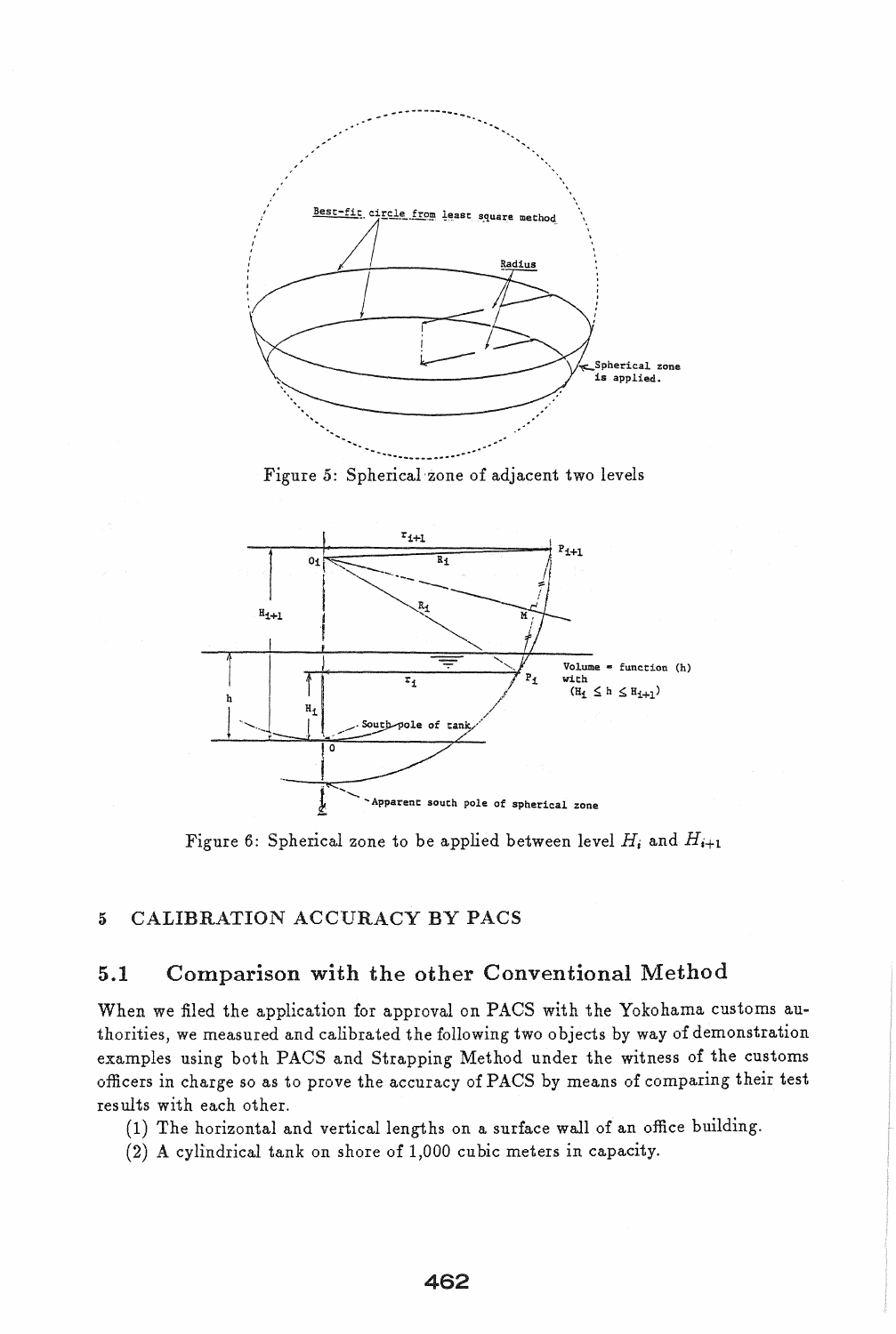Figure 5: Spherical zone of adjacent two levels

Figure 6: Spherical zone to be applied between level $H_i$ and $H_{i+1}$

## 5 CALIBRATION ACCURACY BY PACS

### 5.1 Comparison with the other Conventional Method

When we filed the application for approval on PACS with the Yokohama customs authorities, we measured and calibrated the following two objects by way of demonstration examples using both PACS and Strapping Method under the witness of the customs officers in charge so as to prove the accuracy of PACS by means of comparing their test results with each other.

(1) The horizontal and vertical lengths on a surface wall of an office building.

(2) A cylindrical tank on shore of 1,000 cubic meters in capacity.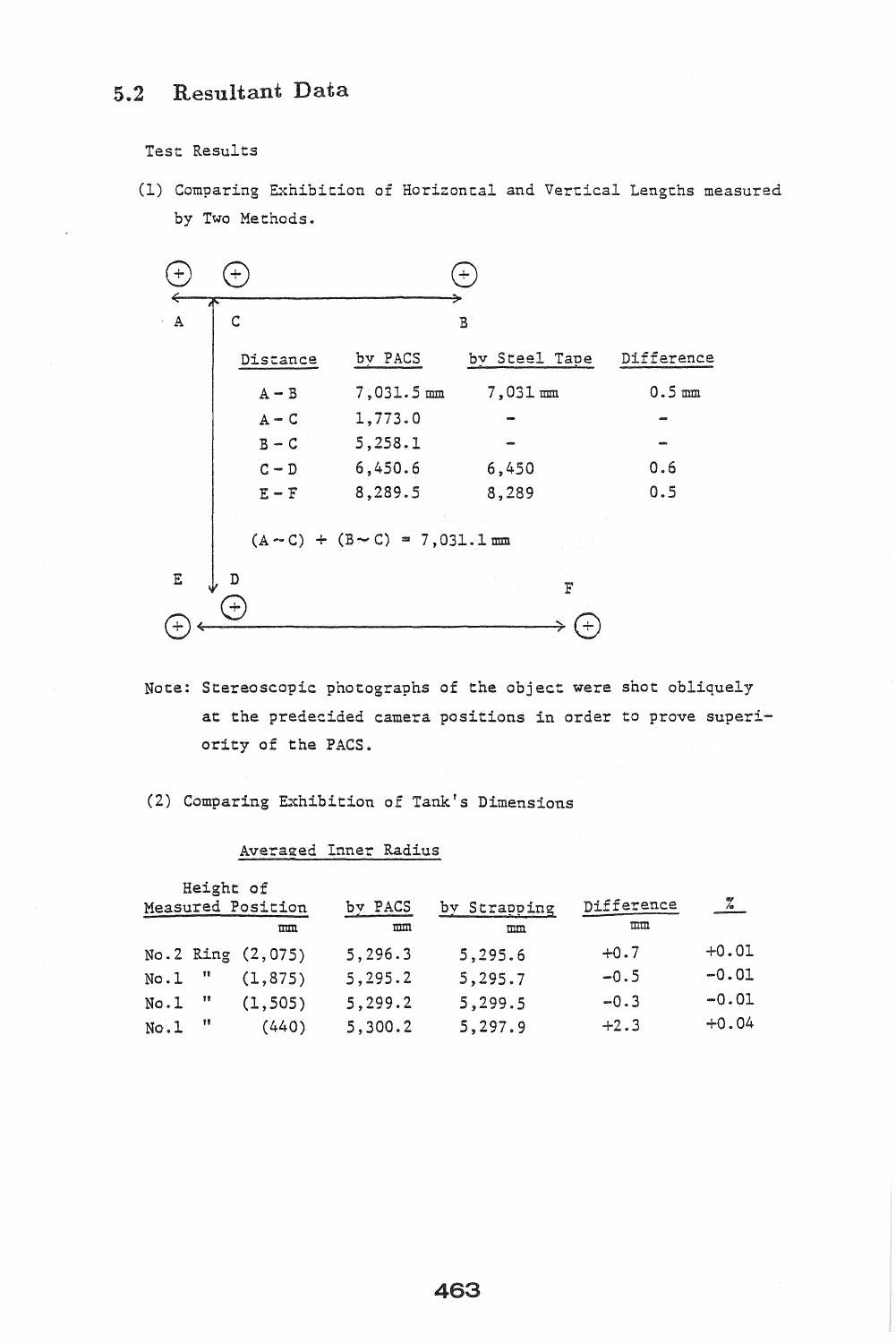## 5.2 Resultant Data

Test Results

(1) Comparing Exhibition of Horizontal and Vertical Lengths measured by Two Methods.

| Distance | by PACS | by Steel Tape | Difference |
|---|---|---|---|
| A - B | 7,031.5 mm | 7,031 mm | 0.5 mm |
| A - C | 1,773.0 | - | - |
| B - C | 5,258.1 | - | - |
| C - D | 6,450.6 | 6,450 | 0.6 |
| E - F | 8,289.5 | 8,289 | 0.5 |

(A ~ C) + (B ~ C) = 7,031.1 mm

Note: Stereoscopic photographs of the object were shot obliquely at the predecided camera positions in order to prove superiority of the PACS.

(2) Comparing Exhibition of Tank's Dimensions

Averaged Inner Radius

| Height of Measured Position (mm) | by PACS (mm) | by Strapping (mm) | Difference (mm) | % |
|---|---|---|---|---|
| No.2 Ring (2,075) | 5,296.3 | 5,295.6 | +0.7 | +0.01 |
| No.1 " (1,875) | 5,295.2 | 5,295.7 | -0.5 | -0.01 |
| No.1 " (1,505) | 5,299.2 | 5,299.5 | -0.3 | -0.01 |
| No.1 " (440) | 5,300.2 | 5,297.9 | +2.3 | +0.04 |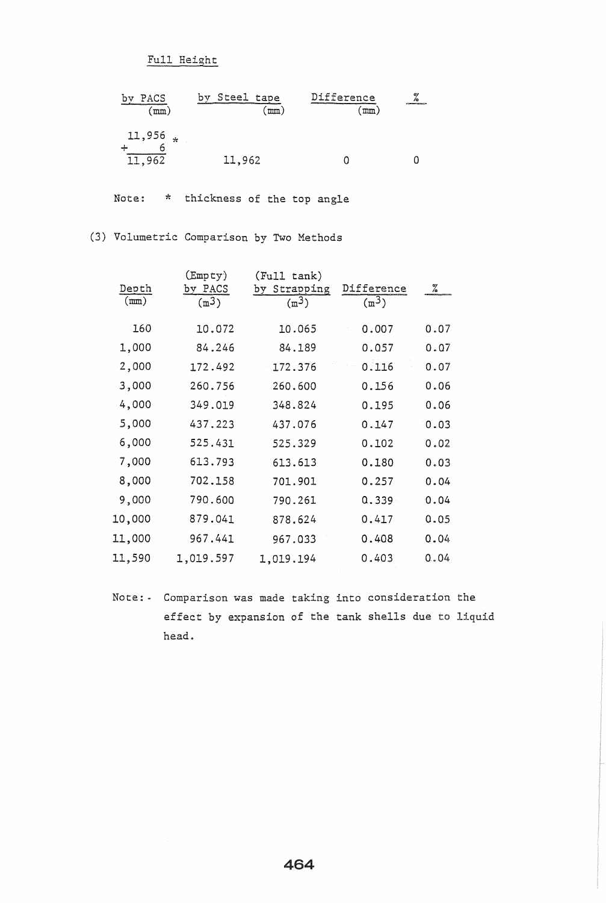Full Height

| by PACS (mm) | by Steel tape (mm) | Difference (mm) | % |
|---|---|---|---|
| 11,956 * <br> + 6 <br> 11,962 | 11,962 | 0 | 0 |

Note: * thickness of the top angle

(3) Volumetric Comparison by Two Methods

| Depth (mm) | (Empty) by PACS ($m^3$) | (Full tank) by Strapping ($m^3$) | Difference ($m^3$) | % |
|---|---|---|---|---|
| 160 | 10.072 | 10.065 | 0.007 | 0.07 |
| 1,000 | 84.246 | 84.189 | 0.057 | 0.07 |
| 2,000 | 172.492 | 172.376 | 0.116 | 0.07 |
| 3,000 | 260.756 | 260.600 | 0.156 | 0.06 |
| 4,000 | 349.019 | 348.824 | 0.195 | 0.06 |
| 5,000 | 437.223 | 437.076 | 0.147 | 0.03 |
| 6,000 | 525.431 | 525.329 | 0.102 | 0.02 |
| 7,000 | 613.793 | 613.613 | 0.180 | 0.03 |
| 8,000 | 702.158 | 701.901 | 0.257 | 0.04 |
| 9,000 | 790.600 | 790.261 | 0.339 | 0.04 |
| 10,000 | 879.041 | 878.624 | 0.417 | 0.05 |
| 11,000 | 967.441 | 967.033 | 0.408 | 0.04 |
| 11,590 | 1,019.597 | 1,019.194 | 0.403 | 0.04 |

Note:- Comparison was made taking into consideration the effect by expansion of the tank shells due to liquid head.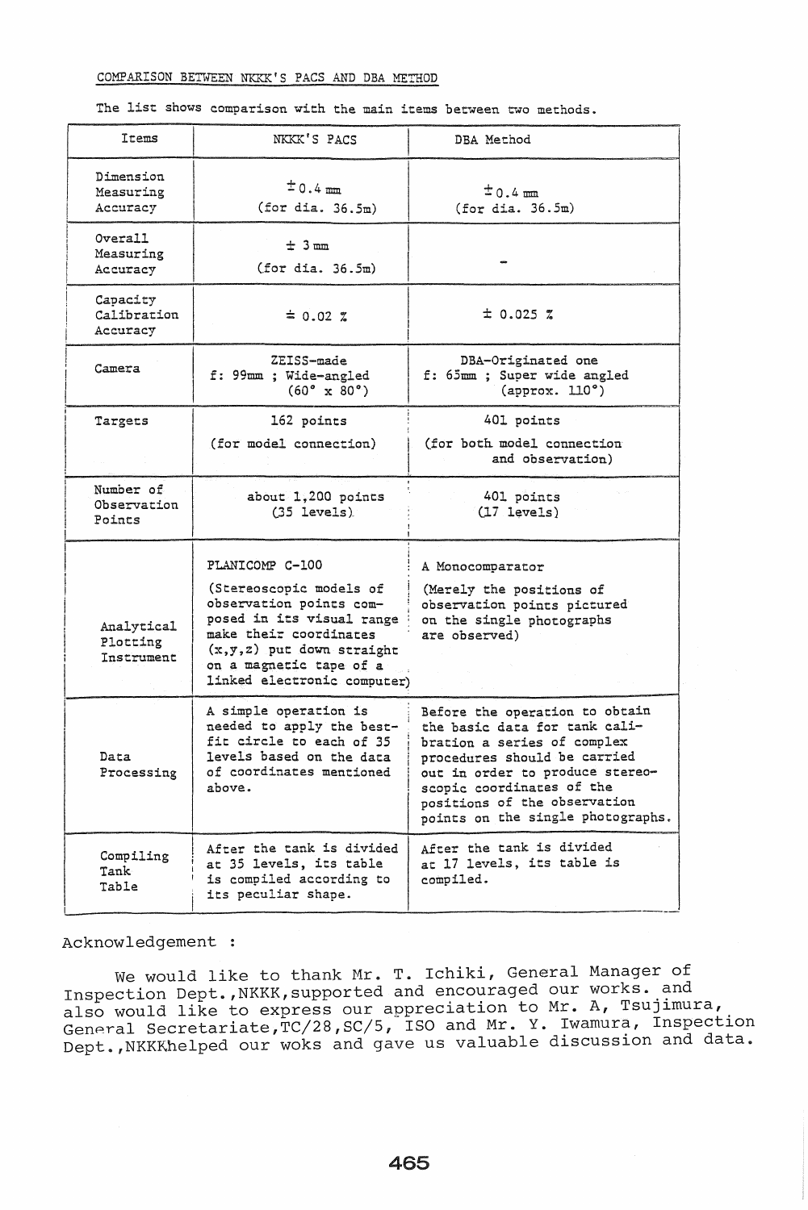COMPARISON BETWEEN NKKK'S PACS AND DBA METHOD

The list shows comparison with the main items between two methods.

| Items | NKKK'S PACS | DBA Method |
|---|---|---|
| Dimension Measuring Accuracy | ±0.4 mm (for dia. 36.5m) | ±0.4 mm (for dia. 36.5m) |
| Overall Measuring Accuracy | ± 3 mm (for dia. 36.5m) | - |
| Capacity Calibration Accuracy | ± 0.02 % | ± 0.025 % |
| Camera | ZEISS-made f: 99mm ; Wide-angled (60° x 80°) | DBA-Originated one f: 65mm ; Super wide angled (approx. 110°) |
| Targets | 162 points (for model connection) | 401 points (for both model connection and observation) |
| Number of Observation Points | about 1,200 points (35 levels) | 401 points (17 levels) |
| Analytical Plotting Instrument | PLANICOMP C-100 (Stereoscopic models of observation points composed in its visual range make their coordinates (x,y,z) put down straight on a magnetic tape of a linked electronic computer) | A Monocomparator (Merely the positions of observation points pictured on the single photographs are observed) |
| Data Processing | A simple operation is needed to apply the best-fit circle to each of 35 levels based on the data of coordinates mentioned above. | Before the operation to obtain the basic data for tank calibration a series of complex procedures should be carried out in order to produce stereoscopic coordinates of the positions of the observation points on the single photographs. |
| Compiling Tank Table | After the tank is divided at 35 levels, its table is compiled according to its peculiar shape. | After the tank is divided at 17 levels, its table is compiled. |

Acknowledgement :

We would like to thank Mr. T. Ichiki, General Manager of Inspection Dept.,NKKK,supported and encouraged our works. and also would like to express our appreciation to Mr. A, Tsujimura, General Secretariate,TC/28,SC/5, ISO and Mr. Y. Iwamura, Inspection Dept.,NKKKhelped our woks and gave us valuable discussion and data.